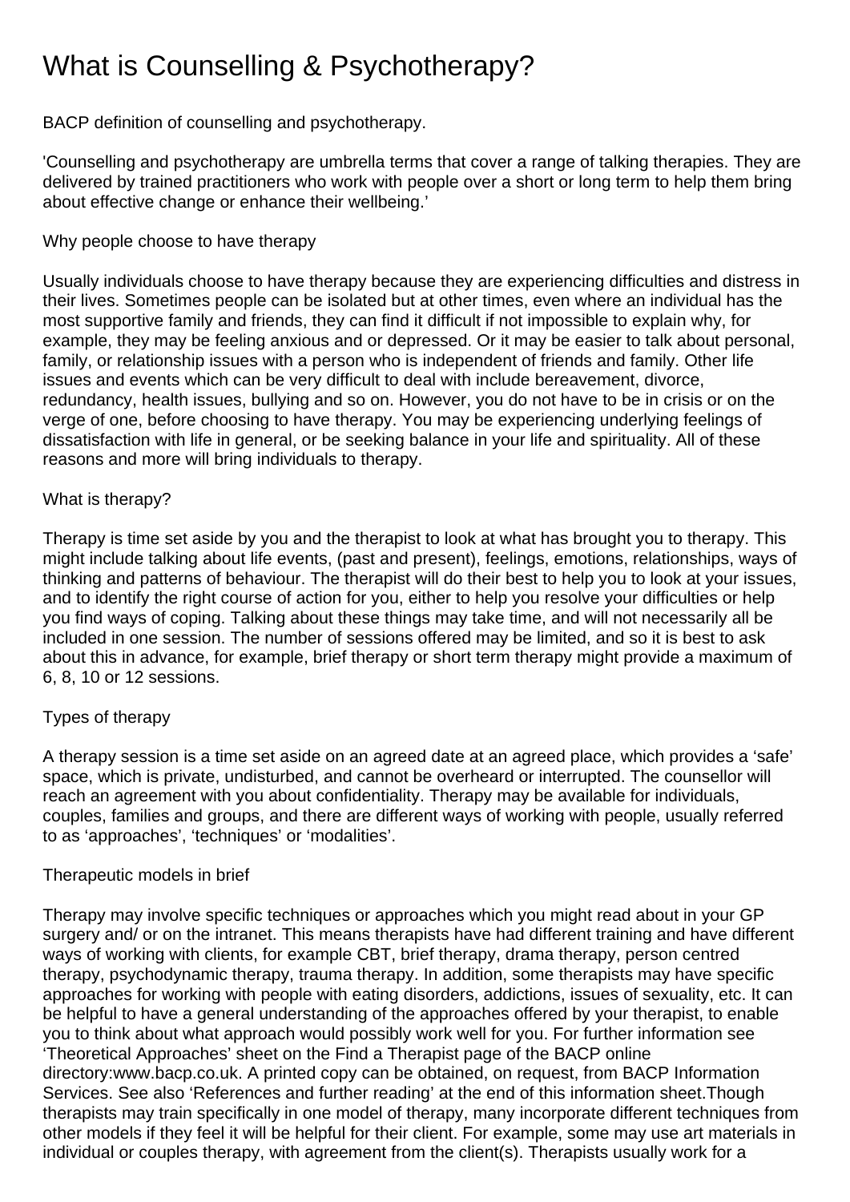# What is Counselling & Psychotherapy?

BACP definition of counselling and psychotherapy.

'Counselling and psychotherapy are umbrella terms that cover a range of talking therapies. They are delivered by trained practitioners who work with people over a short or long term to help them bring about effective change or enhance their wellbeing.'

## Why people choose to have therapy

Usually individuals choose to have therapy because they are experiencing difficulties and distress in their lives. Sometimes people can be isolated but at other times, even where an individual has the most supportive family and friends, they can find it difficult if not impossible to explain why, for example, they may be feeling anxious and or depressed. Or it may be easier to talk about personal, family, or relationship issues with a person who is independent of friends and family. Other life issues and events which can be very difficult to deal with include bereavement, divorce, redundancy, health issues, bullying and so on. However, you do not have to be in crisis or on the verge of one, before choosing to have therapy. You may be experiencing underlying feelings of dissatisfaction with life in general, or be seeking balance in your life and spirituality. All of these reasons and more will bring individuals to therapy.

## What is therapy?

Therapy is time set aside by you and the therapist to look at what has brought you to therapy. This might include talking about life events, (past and present), feelings, emotions, relationships, ways of thinking and patterns of behaviour. The therapist will do their best to help you to look at your issues, and to identify the right course of action for you, either to help you resolve your difficulties or help you find ways of coping. Talking about these things may take time, and will not necessarily all be included in one session. The number of sessions offered may be limited, and so it is best to ask about this in advance, for example, brief therapy or short term therapy might provide a maximum of 6, 8, 10 or 12 sessions.

## Types of therapy

A therapy session is a time set aside on an agreed date at an agreed place, which provides a 'safe' space, which is private, undisturbed, and cannot be overheard or interrupted. The counsellor will reach an agreement with you about confidentiality. Therapy may be available for individuals, couples, families and groups, and there are different ways of working with people, usually referred to as 'approaches', 'techniques' or 'modalities'.

## Therapeutic models in brief

Therapy may involve specific techniques or approaches which you might read about in your GP surgery and/ or on the intranet. This means therapists have had different training and have different ways of working with clients, for example CBT, brief therapy, drama therapy, person centred therapy, psychodynamic therapy, trauma therapy. In addition, some therapists may have specific approaches for working with people with eating disorders, addictions, issues of sexuality, etc. It can be helpful to have a general understanding of the approaches offered by your therapist, to enable you to think about what approach would possibly work well for you. For further information see 'Theoretical Approaches' sheet on the Find a Therapist page of the BACP online directory:www.bacp.co.uk. A printed copy can be obtained, on request, from BACP Information Services. See also 'References and further reading' at the end of this information sheet.Though therapists may train specifically in one model of therapy, many incorporate different techniques from other models if they feel it will be helpful for their client. For example, some may use art materials in individual or couples therapy, with agreement from the client(s). Therapists usually work for a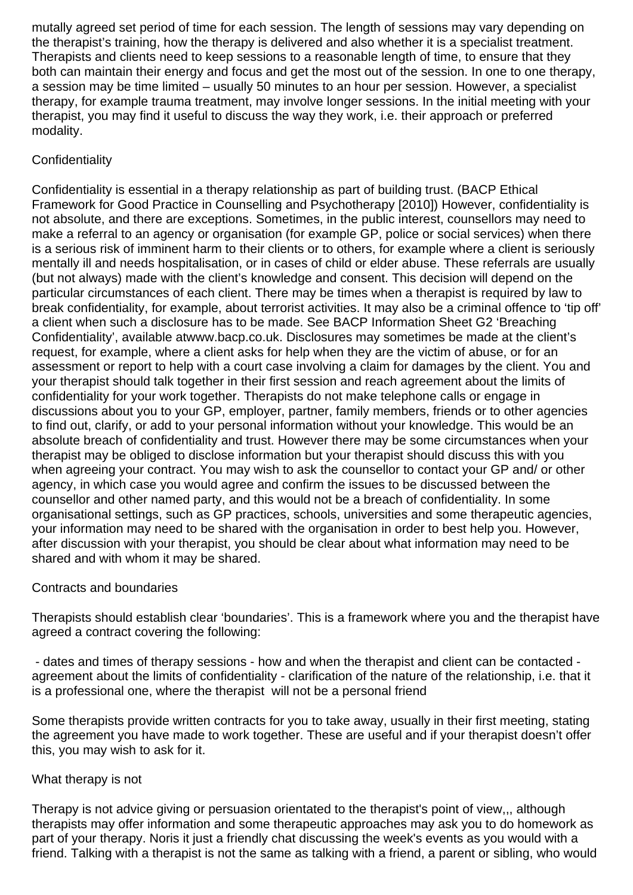mutally agreed set period of time for each session. The length of sessions may vary depending on the therapist's training, how the therapy is delivered and also whether it is a specialist treatment. Therapists and clients need to keep sessions to a reasonable length of time, to ensure that they both can maintain their energy and focus and get the most out of the session. In one to one therapy, a session may be time limited – usually 50 minutes to an hour per session. However, a specialist therapy, for example trauma treatment, may involve longer sessions. In the initial meeting with your therapist, you may find it useful to discuss the way they work, i.e. their approach or preferred modality.

## Confidentiality

Confidentiality is essential in a therapy relationship as part of building trust. (BACP Ethical Framework for Good Practice in Counselling and Psychotherapy [2010]) However, confidentiality is not absolute, and there are exceptions. Sometimes, in the public interest, counsellors may need to make a referral to an agency or organisation (for example GP, police or social services) when there is a serious risk of imminent harm to their clients or to others, for example where a client is seriously mentally ill and needs hospitalisation, or in cases of child or elder abuse. These referrals are usually (but not always) made with the client's knowledge and consent. This decision will depend on the particular circumstances of each client. There may be times when a therapist is required by law to break confidentiality, for example, about terrorist activities. It may also be a criminal offence to 'tip off' a client when such a disclosure has to be made. See BACP Information Sheet G2 'Breaching Confidentiality', available atwww.bacp.co.uk. Disclosures may sometimes be made at the client's request, for example, where a client asks for help when they are the victim of abuse, or for an assessment or report to help with a court case involving a claim for damages by the client. You and your therapist should talk together in their first session and reach agreement about the limits of confidentiality for your work together. Therapists do not make telephone calls or engage in discussions about you to your GP, employer, partner, family members, friends or to other agencies to find out, clarify, or add to your personal information without your knowledge. This would be an absolute breach of confidentiality and trust. However there may be some circumstances when your therapist may be obliged to disclose information but your therapist should discuss this with you when agreeing your contract. You may wish to ask the counsellor to contact your GP and/ or other agency, in which case you would agree and confirm the issues to be discussed between the counsellor and other named party, and this would not be a breach of confidentiality. In some organisational settings, such as GP practices, schools, universities and some therapeutic agencies, your information may need to be shared with the organisation in order to best help you. However, after discussion with your therapist, you should be clear about what information may need to be shared and with whom it may be shared.

## Contracts and boundaries

Therapists should establish clear 'boundaries'. This is a framework where you and the therapist have agreed a contract covering the following:

- dates and times of therapy sessions - how and when the therapist and client can be contacted - agreement about the limits of confidentiality - clarification of the nature of the relationship, i.e. that it is a professional one, where the therapist will not be a personal friend

Some therapists provide written contracts for you to take away, usually in their first meeting, stating the agreement you have made to work together. These are useful and if your therapist doesn't offer this, you may wish to ask for it.

## What therapy is not

Therapy is not advice giving or persuasion orientated to the therapist's point of view,,, although therapists may offer information and some therapeutic approaches may ask you to do homework as part of your therapy. Noris it just a friendly chat discussing the week's events as you would with a friend. Talking with a therapist is not the same as talking with a friend, a parent or sibling, who would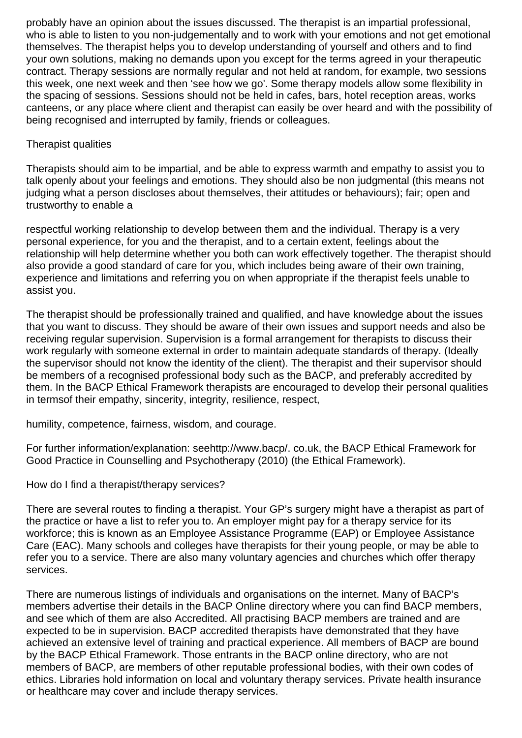probably have an opinion about the issues discussed. The therapist is an impartial professional, who is able to listen to you non-judgementally and to work with your emotions and not get emotional themselves. The therapist helps you to develop understanding of yourself and others and to find your own solutions, making no demands upon you except for the terms agreed in your therapeutic contract. Therapy sessions are normally regular and not held at random, for example, two sessions this week, one next week and then 'see how we go'. Some therapy models allow some flexibility in the spacing of sessions. Sessions should not be held in cafes, bars, hotel reception areas, works canteens, or any place where client and therapist can easily be over heard and with the possibility of being recognised and interrupted by family, friends or colleagues.

## Therapist qualities

Therapists should aim to be impartial, and be able to express warmth and empathy to assist you to talk openly about your feelings and emotions. They should also be non judgmental (this means not judging what a person discloses about themselves, their attitudes or behaviours); fair; open and trustworthy to enable a

respectful working relationship to develop between them and the individual. Therapy is a very personal experience, for you and the therapist, and to a certain extent, feelings about the relationship will help determine whether you both can work effectively together. The therapist should also provide a good standard of care for you, which includes being aware of their own training, experience and limitations and referring you on when appropriate if the therapist feels unable to assist you.

The therapist should be professionally trained and qualified, and have knowledge about the issues that you want to discuss. They should be aware of their own issues and support needs and also be receiving regular supervision. Supervision is a formal arrangement for therapists to discuss their work regularly with someone external in order to maintain adequate standards of therapy. (Ideally the supervisor should not know the identity of the client). The therapist and their supervisor should be members of a recognised professional body such as the BACP, and preferably accredited by them. In the BACP Ethical Framework therapists are encouraged to develop their personal qualities in termsof their empathy, sincerity, integrity, resilience, respect,

humility, competence, fairness, wisdom, and courage.

For further information/explanation: seehttp://www.bacp/. co.uk, the BACP Ethical Framework for Good Practice in Counselling and Psychotherapy (2010) (the Ethical Framework).

## How do I find a therapist/therapy services?

There are several routes to finding a therapist. Your GP's surgery might have a therapist as part of the practice or have a list to refer you to. An employer might pay for a therapy service for its workforce; this is known as an Employee Assistance Programme (EAP) or Employee Assistance Care (EAC). Many schools and colleges have therapists for their young people, or may be able to refer you to a service. There are also many voluntary agencies and churches which offer therapy services.

There are numerous listings of individuals and organisations on the internet. Many of BACP's members advertise their details in the BACP Online directory where you can find BACP members, and see which of them are also Accredited. All practising BACP members are trained and are expected to be in supervision. BACP accredited therapists have demonstrated that they have achieved an extensive level of training and practical experience. All members of BACP are bound by the BACP Ethical Framework. Those entrants in the BACP online directory, who are not members of BACP, are members of other reputable professional bodies, with their own codes of ethics. Libraries hold information on local and voluntary therapy services. Private health insurance or healthcare may cover and include therapy services.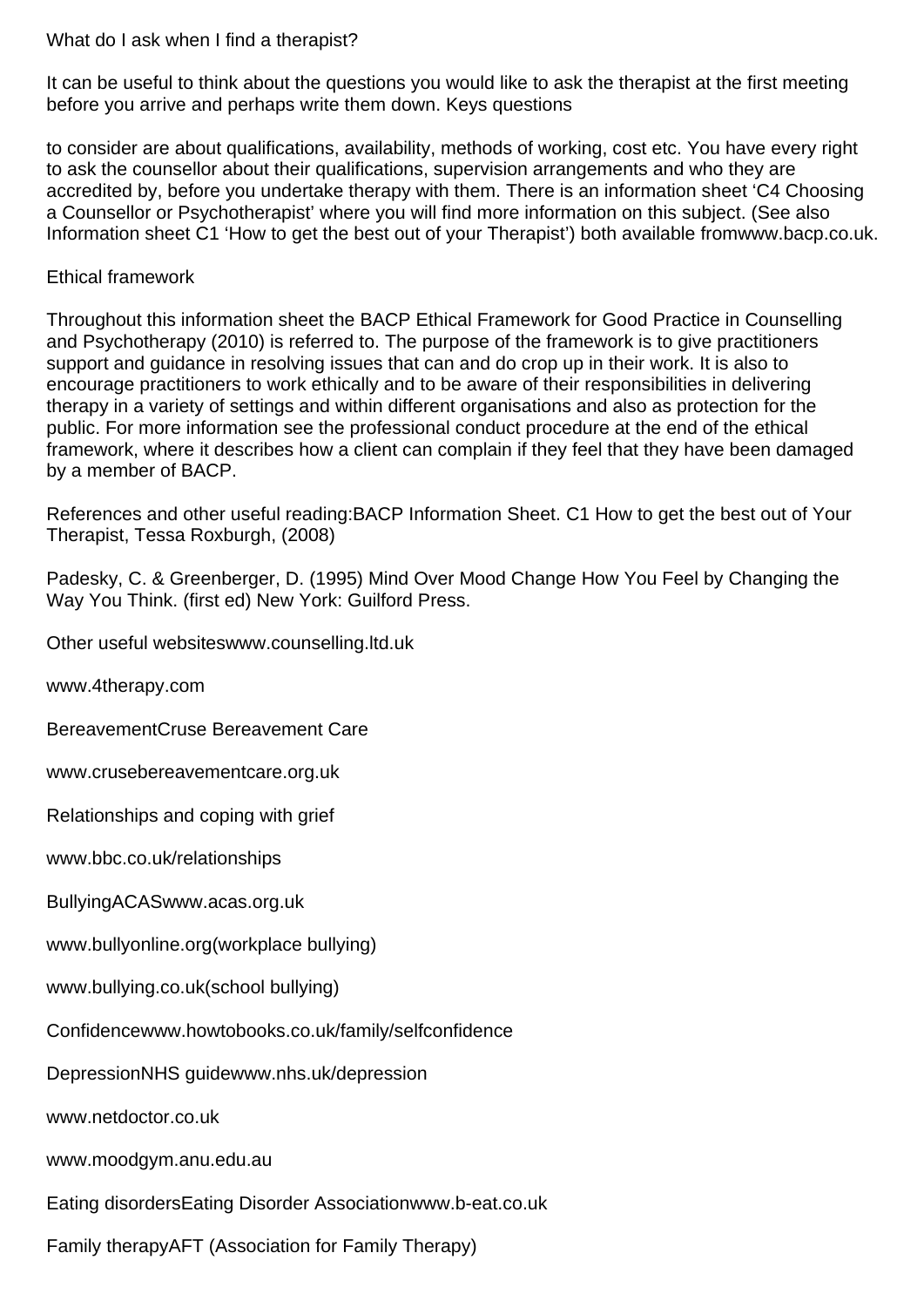## What do I ask when I find a therapist?

It can be useful to think about the questions you would like to ask the therapist at the first meeting before you arrive and perhaps write them down. Keys questions

to consider are about qualifications, availability, methods of working, cost etc. You have every right to ask the counsellor about their qualifications, supervision arrangements and who they are accredited by, before you undertake therapy with them. There is an information sheet 'C4 Choosing a Counsellor or Psychotherapist' where you will find more information on this subject. (See also Information sheet C1 'How to get the best out of your Therapist') both available fromwww.bacp.co.uk.

## Ethical framework

Throughout this information sheet the BACP Ethical Framework for Good Practice in Counselling and Psychotherapy (2010) is referred to. The purpose of the framework is to give practitioners support and guidance in resolving issues that can and do crop up in their work. It is also to encourage practitioners to work ethically and to be aware of their responsibilities in delivering therapy in a variety of settings and within different organisations and also as protection for the public. For more information see the professional conduct procedure at the end of the ethical framework, where it describes how a client can complain if they feel that they have been damaged by a member of BACP.

References and other useful reading:BACP Information Sheet. C1 How to get the best out of Your Therapist, Tessa Roxburgh, (2008)

Padesky, C. & Greenberger, D. (1995) Mind Over Mood Change How You Feel by Changing the Way You Think. (first ed) New York: Guilford Press.

Other useful websiteswww.counselling.ltd.uk

www.4therapy.com

BereavementCruse Bereavement Care

www.crusebereavementcare.org.uk

Relationships and coping with grief

www.bbc.co.uk/relationships

BullyingACASwww.acas.org.uk

www.bullyonline.org(workplace bullying)

www.bullying.co.uk(school bullying)

Confidencewww.howtobooks.co.uk/family/selfconfidence

DepressionNHS guidewww.nhs.uk/depression

www.netdoctor.co.uk

www.moodgym.anu.edu.au

Eating disordersEating Disorder Associationwww.b-eat.co.uk

Family therapyAFT (Association for Family Therapy)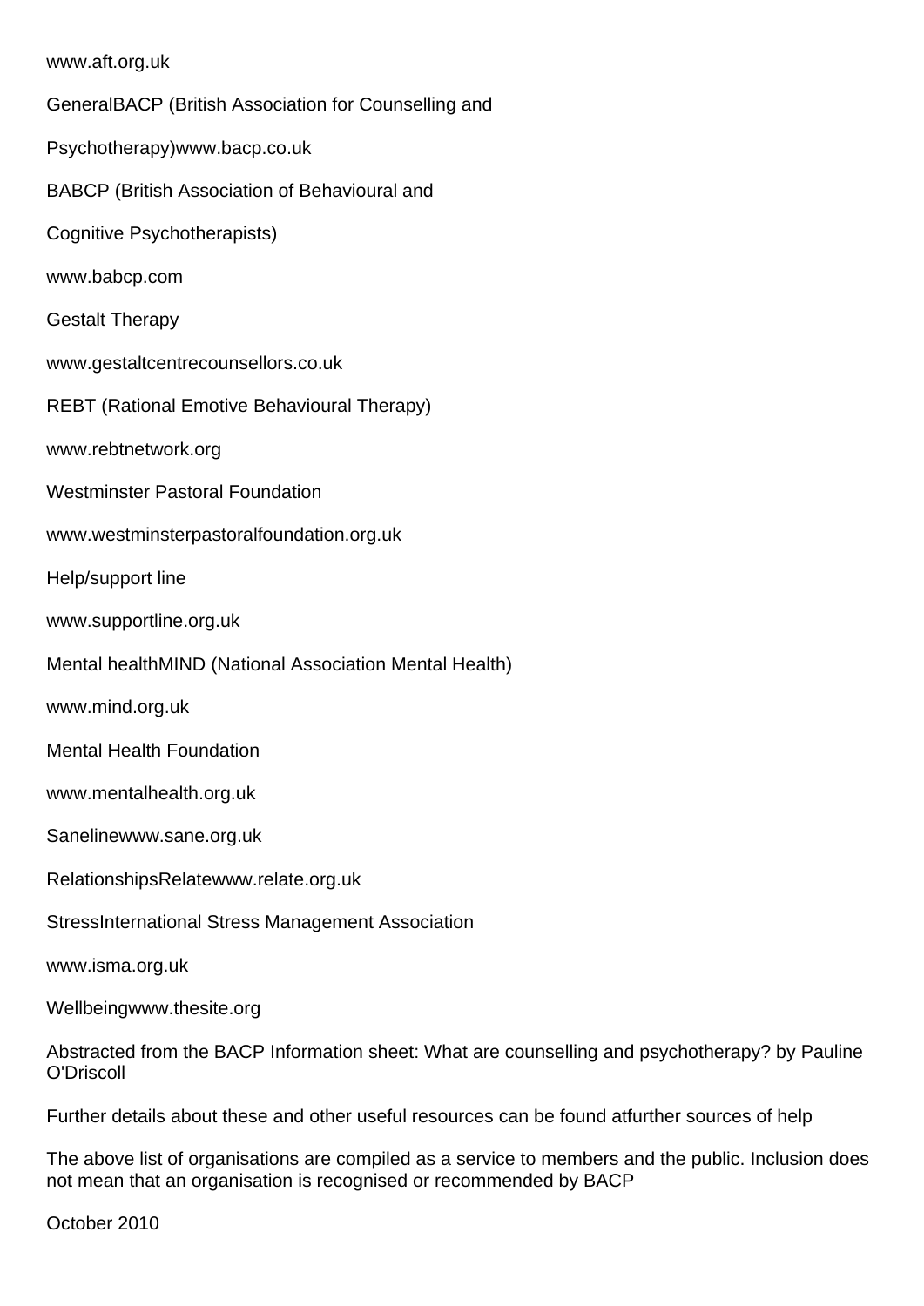www.aft.org.uk

GeneralBACP (British Association for Counselling and

Psychotherapy)www.bacp.co.uk

BABCP (British Association of Behavioural and

Cognitive Psychotherapists)

www.babcp.com

Gestalt Therapy

www.gestaltcentrecounsellors.co.uk

REBT (Rational Emotive Behavioural Therapy)

www.rebtnetwork.org

Westminster Pastoral Foundation

www.westminsterpastoralfoundation.org.uk

Help/support line

www.supportline.org.uk

Mental healthMIND (National Association Mental Health)

www.mind.org.uk

Mental Health Foundation

www.mentalhealth.org.uk

Sanelinewww.sane.org.uk

RelationshipsRelatewww.relate.org.uk

StressInternational Stress Management Association

www.isma.org.uk

Wellbeingwww.thesite.org

Abstracted from the BACP Information sheet: What are counselling and psychotherapy? by Pauline O'Driscoll

Further details about these and other useful resources can be found atfurther sources of help

The above list of organisations are compiled as a service to members and the public. Inclusion does not mean that an organisation is recognised or recommended by BACP

October 2010